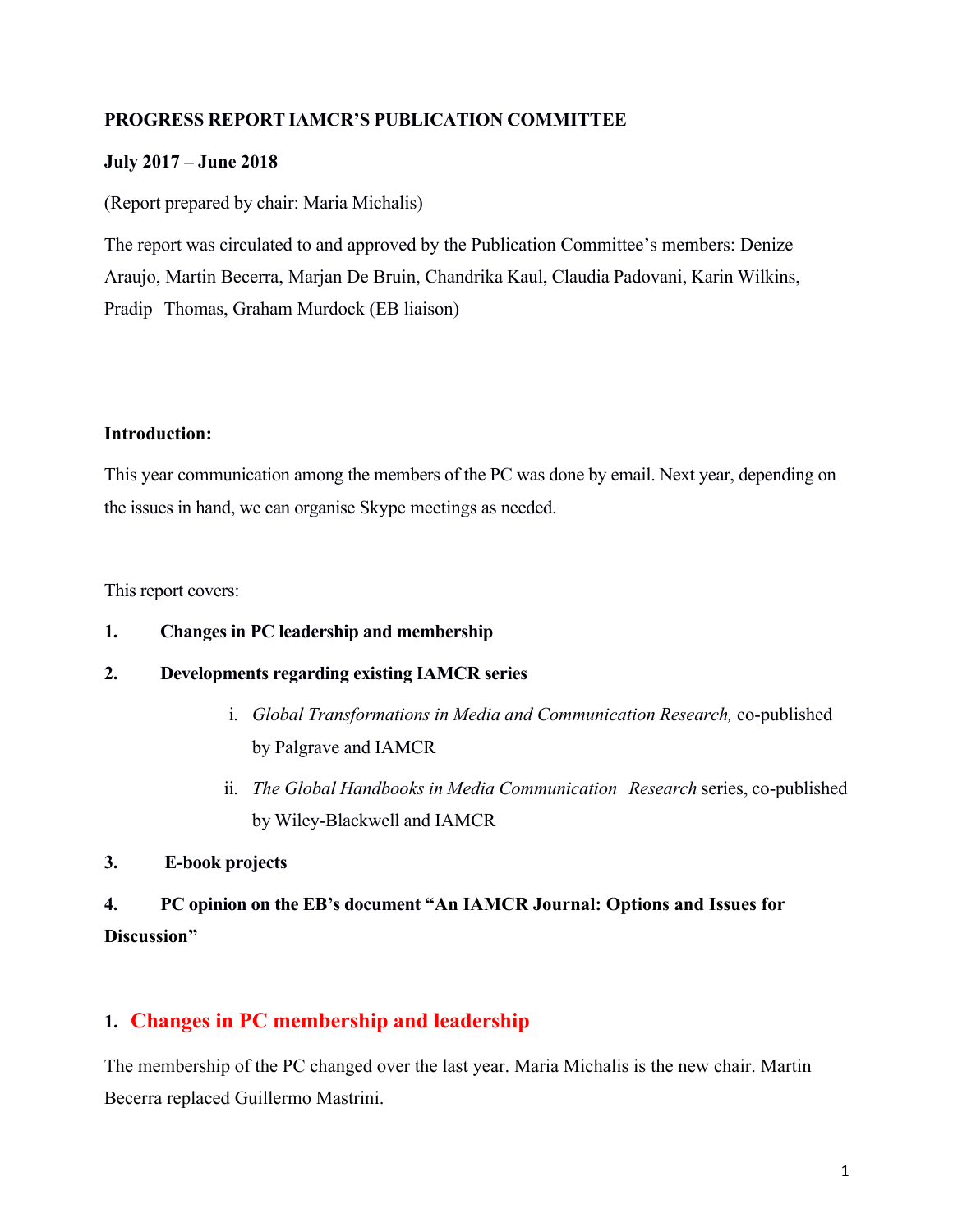**PROGRESS REPORT IAMCR'S PUBLICATION COMMITTEE**

**July 2017 – June 2018**

(Report prepared by chair: Maria Michalis)

The report was circulated to and approved by the Publication Committee's members: Denize Araujo, Martin Becerra, Marjan De Bruin, Chandrika Kaul, Claudia Padovani, Karin Wilkins, Pradip Thomas, Graham Murdock (EB liaison)

**Introduction:**

This year communication among the members of the PC was done by email. Next year, depending on the issues in hand, we can organise Skype meetings as needed.

This report covers:

1. **Changes in PC leadership and membership**
2. **Developments regarding existing IAMCR series**
   i. *Global Transformations in Media and Communication Research,* co-published by Palgrave and IAMCR
   ii. *The Global Handbooks in Media Communication Research* series, co-published by Wiley-Blackwell and IAMCR
3. **E-book projects**
4. **PC opinion on the EB's document "An IAMCR Journal: Options and Issues for Discussion"**

## 1. Changes in PC membership and leadership

The membership of the PC changed over the last year. Maria Michalis is the new chair. Martin Becerra replaced Guillermo Mastrini.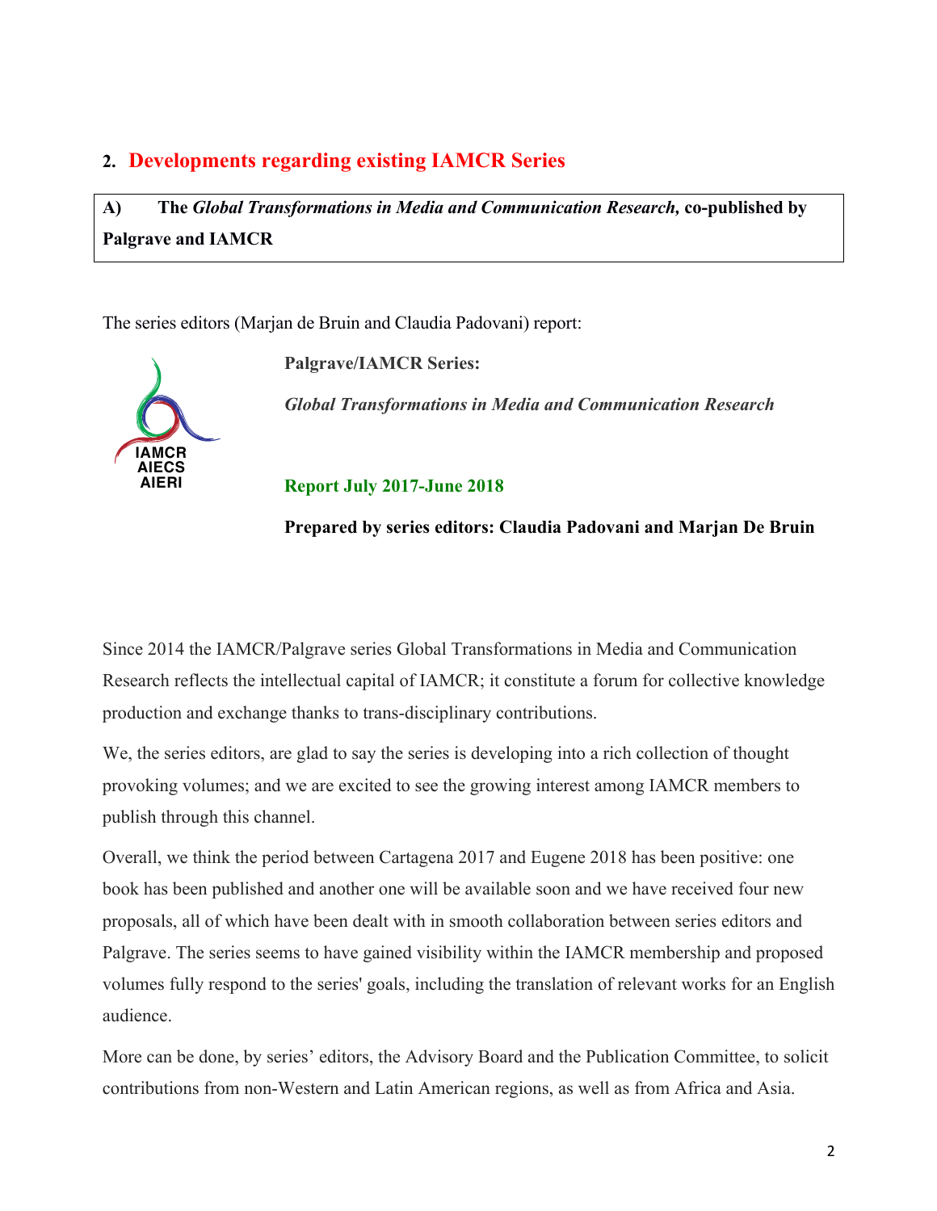## 2. Developments regarding existing IAMCR Series

**A) The *Global Transformations in Media and Communication Research,* co-published by Palgrave and IAMCR**

The series editors (Marjan de Bruin and Claudia Padovani) report:

IAMCR
AIECS
AIERI

**Palgrave/IAMCR Series:**

***Global Transformations in Media and Communication Research***

**Report July 2017-June 2018**

**Prepared by series editors: Claudia Padovani and Marjan De Bruin**

Since 2014 the IAMCR/Palgrave series Global Transformations in Media and Communication Research reflects the intellectual capital of IAMCR; it constitute a forum for collective knowledge production and exchange thanks to trans-disciplinary contributions.

We, the series editors, are glad to say the series is developing into a rich collection of thought provoking volumes; and we are excited to see the growing interest among IAMCR members to publish through this channel.

Overall, we think the period between Cartagena 2017 and Eugene 2018 has been positive: one book has been published and another one will be available soon and we have received four new proposals, all of which have been dealt with in smooth collaboration between series editors and Palgrave. The series seems to have gained visibility within the IAMCR membership and proposed volumes fully respond to the series' goals, including the translation of relevant works for an English audience.

More can be done, by series' editors, the Advisory Board and the Publication Committee, to solicit contributions from non-Western and Latin American regions, as well as from Africa and Asia.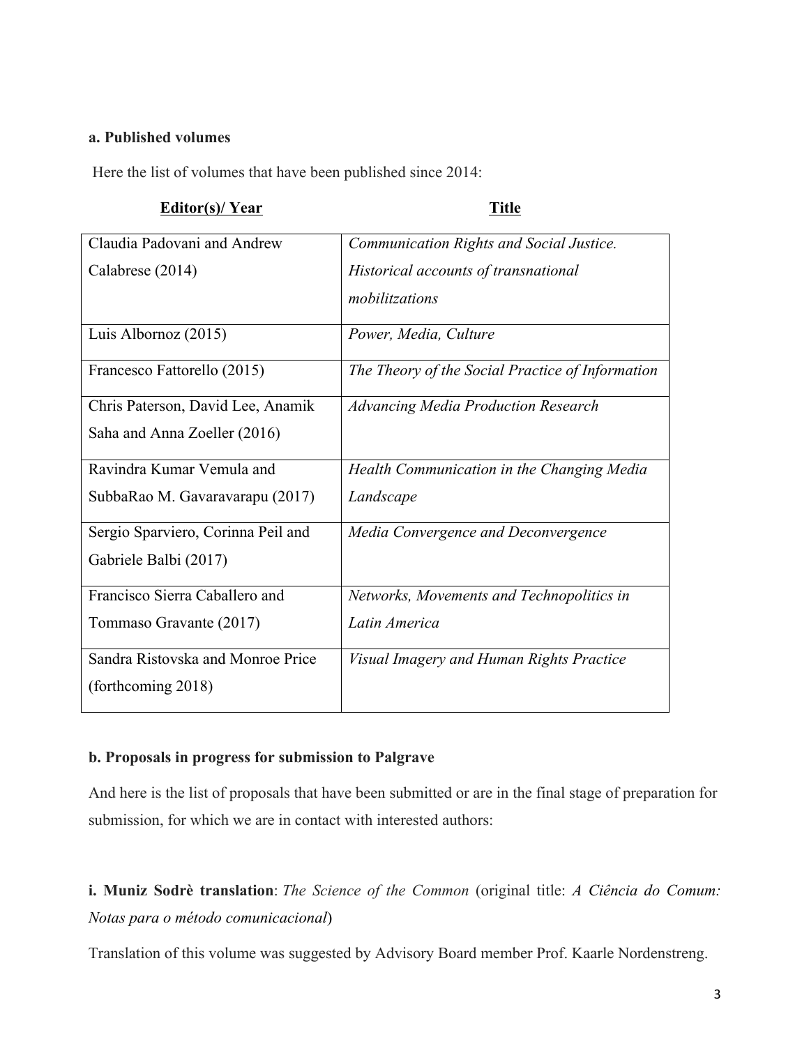**a. Published volumes**

Here the list of volumes that have been published since 2014:

| **Editor(s)/ Year** | **Title** |
|---|---|
| Claudia Padovani and Andrew Calabrese (2014) | *Communication Rights and Social Justice. Historical accounts of transnational mobilitzations* |
| Luis Albornoz (2015) | *Power, Media, Culture* |
| Francesco Fattorello (2015) | *The Theory of the Social Practice of Information* |
| Chris Paterson, David Lee, Anamik Saha and Anna Zoeller (2016) | *Advancing Media Production Research* |
| Ravindra Kumar Vemula and SubbaRao M. Gavaravarapu (2017) | *Health Communication in the Changing Media Landscape* |
| Sergio Sparviero, Corinna Peil and Gabriele Balbi (2017) | *Media Convergence and Deconvergence* |
| Francisco Sierra Caballero and Tommaso Gravante (2017) | *Networks, Movements and Technopolitics in Latin America* |
| Sandra Ristovska and Monroe Price (forthcoming 2018) | *Visual Imagery and Human Rights Practice* |

**b. Proposals in progress for submission to Palgrave**

And here is the list of proposals that have been submitted or are in the final stage of preparation for submission, for which we are in contact with interested authors:

**i. Muniz Sodrè translation**: *The Science of the Common* (original title: *A Ciência do Comum: Notas para o método comunicacional*)

Translation of this volume was suggested by Advisory Board member Prof. Kaarle Nordenstreng.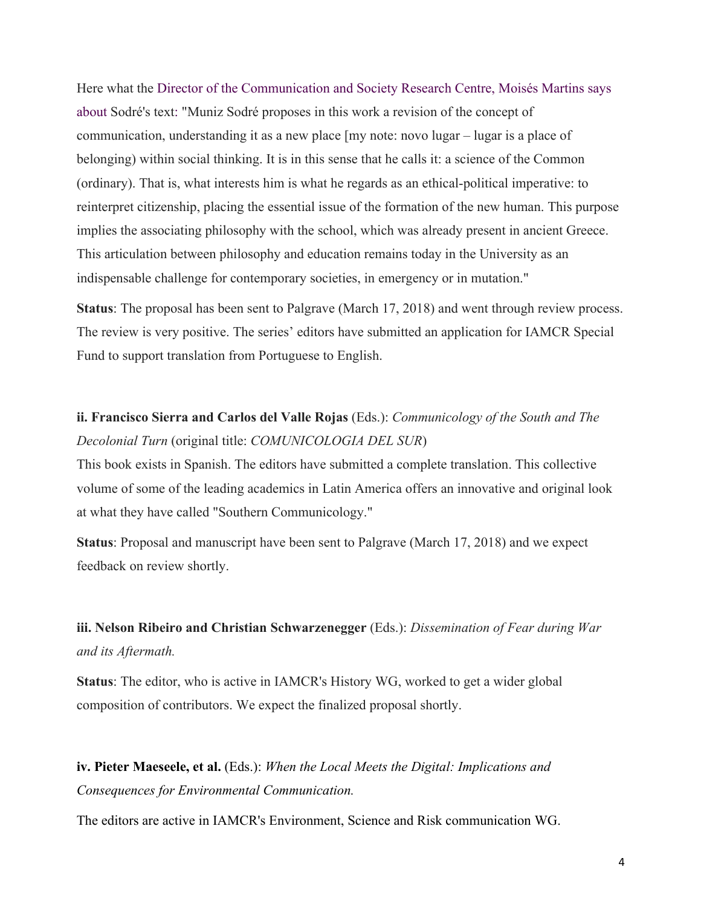Here what the Director of the Communication and Society Research Centre, Moisés Martins says about Sodré's text: "Muniz Sodré proposes in this work a revision of the concept of communication, understanding it as a new place [my note: novo lugar – lugar is a place of belonging) within social thinking. It is in this sense that he calls it: a science of the Common (ordinary). That is, what interests him is what he regards as an ethical-political imperative: to reinterpret citizenship, placing the essential issue of the formation of the new human. This purpose implies the associating philosophy with the school, which was already present in ancient Greece. This articulation between philosophy and education remains today in the University as an indispensable challenge for contemporary societies, in emergency or in mutation."

**Status**: The proposal has been sent to Palgrave (March 17, 2018) and went through review process. The review is very positive. The series' editors have submitted an application for IAMCR Special Fund to support translation from Portuguese to English.

**ii. Francisco Sierra and Carlos del Valle Rojas** (Eds.): *Communicology of the South and The Decolonial Turn* (original title: *COMUNICOLOGIA DEL SUR*)

This book exists in Spanish. The editors have submitted a complete translation. This collective volume of some of the leading academics in Latin America offers an innovative and original look at what they have called "Southern Communicology."

**Status**: Proposal and manuscript have been sent to Palgrave (March 17, 2018) and we expect feedback on review shortly.

**iii. Nelson Ribeiro and Christian Schwarzenegger** (Eds.): *Dissemination of Fear during War and its Aftermath.*

**Status**: The editor, who is active in IAMCR's History WG, worked to get a wider global composition of contributors. We expect the finalized proposal shortly.

**iv. Pieter Maeseele, et al.** (Eds.): *When the Local Meets the Digital: Implications and Consequences for Environmental Communication.*

The editors are active in IAMCR's Environment, Science and Risk communication WG.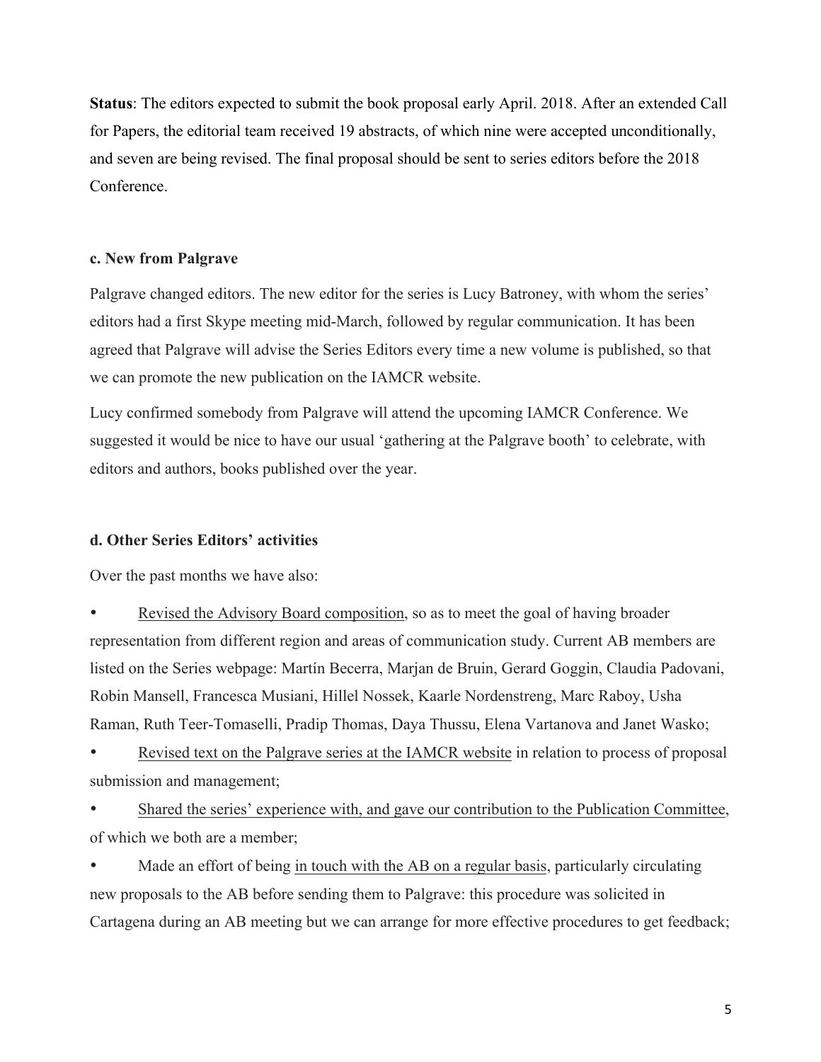**Status**: The editors expected to submit the book proposal early April. 2018. After an extended Call for Papers, the editorial team received 19 abstracts, of which nine were accepted unconditionally, and seven are being revised. The final proposal should be sent to series editors before the 2018 Conference.

**c. New from Palgrave**

Palgrave changed editors. The new editor for the series is Lucy Batroney, with whom the series' editors had a first Skype meeting mid-March, followed by regular communication. It has been agreed that Palgrave will advise the Series Editors every time a new volume is published, so that we can promote the new publication on the IAMCR website.

Lucy confirmed somebody from Palgrave will attend the upcoming IAMCR Conference. We suggested it would be nice to have our usual 'gathering at the Palgrave booth' to celebrate, with editors and authors, books published over the year.

**d. Other Series Editors' activities**

Over the past months we have also:

- Revised the Advisory Board composition, so as to meet the goal of having broader representation from different region and areas of communication study. Current AB members are listed on the Series webpage: Martín Becerra, Marjan de Bruin, Gerard Goggin, Claudia Padovani, Robin Mansell, Francesca Musiani, Hillel Nossek, Kaarle Nordenstreng, Marc Raboy, Usha Raman, Ruth Teer-Tomaselli, Pradip Thomas, Daya Thussu, Elena Vartanova and Janet Wasko;
- Revised text on the Palgrave series at the IAMCR website in relation to process of proposal submission and management;
- Shared the series' experience with, and gave our contribution to the Publication Committee, of which we both are a member;
- Made an effort of being in touch with the AB on a regular basis, particularly circulating new proposals to the AB before sending them to Palgrave: this procedure was solicited in Cartagena during an AB meeting but we can arrange for more effective procedures to get feedback;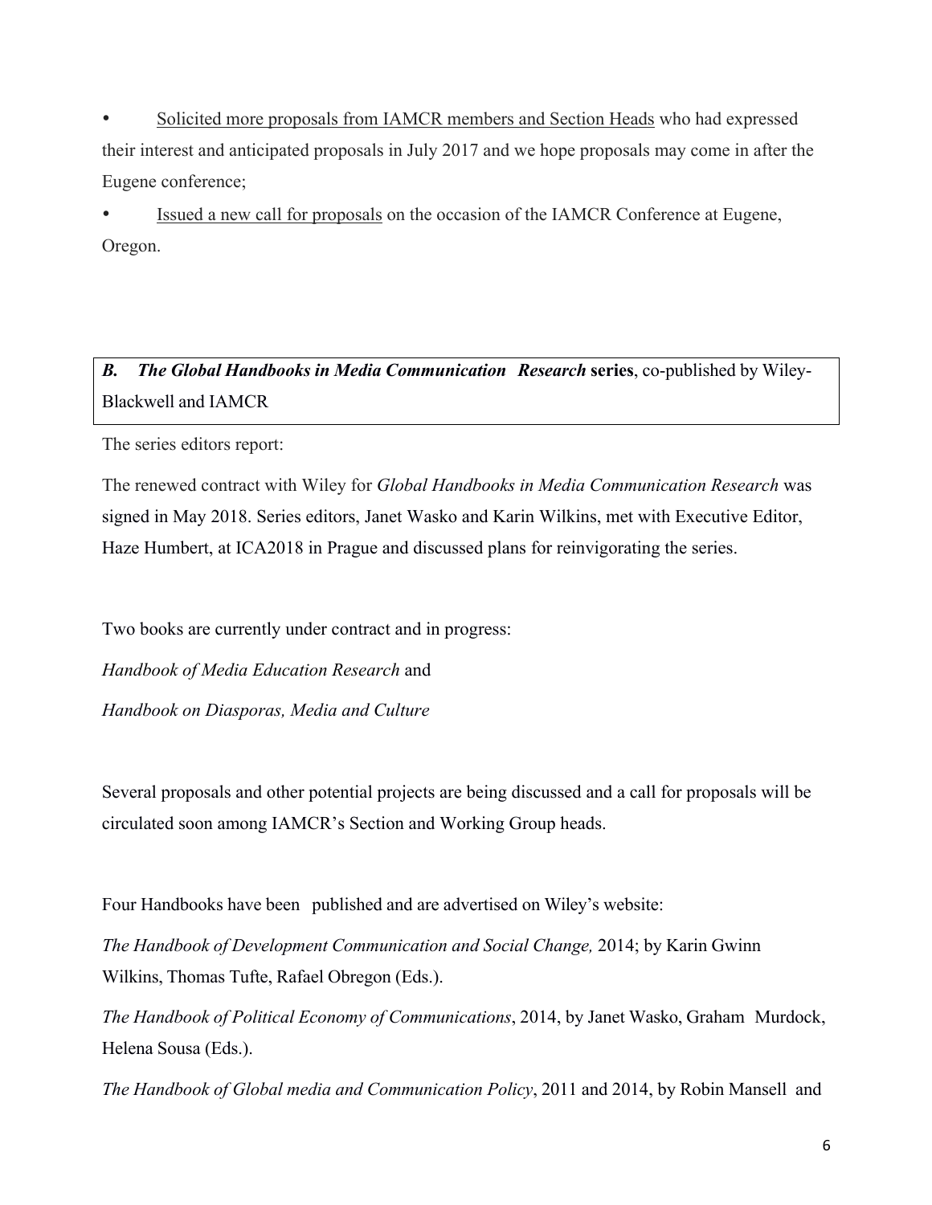- Solicited more proposals from IAMCR members and Section Heads who had expressed their interest and anticipated proposals in July 2017 and we hope proposals may come in after the Eugene conference;
- Issued a new call for proposals on the occasion of the IAMCR Conference at Eugene, Oregon.

***B. The Global Handbooks in Media Communication Research* series**, co-published by Wiley-Blackwell and IAMCR

The series editors report:

The renewed contract with Wiley for *Global Handbooks in Media Communication Research* was signed in May 2018. Series editors, Janet Wasko and Karin Wilkins, met with Executive Editor, Haze Humbert, at ICA2018 in Prague and discussed plans for reinvigorating the series.

Two books are currently under contract and in progress:

*Handbook of Media Education Research* and

*Handbook on Diasporas, Media and Culture*

Several proposals and other potential projects are being discussed and a call for proposals will be circulated soon among IAMCR's Section and Working Group heads.

Four Handbooks have been published and are advertised on Wiley's website:

*The Handbook of Development Communication and Social Change,* 2014; by Karin Gwinn Wilkins, Thomas Tufte, Rafael Obregon (Eds.).

*The Handbook of Political Economy of Communications*, 2014, by Janet Wasko, Graham Murdock, Helena Sousa (Eds.).

*The Handbook of Global media and Communication Policy*, 2011 and 2014, by Robin Mansell and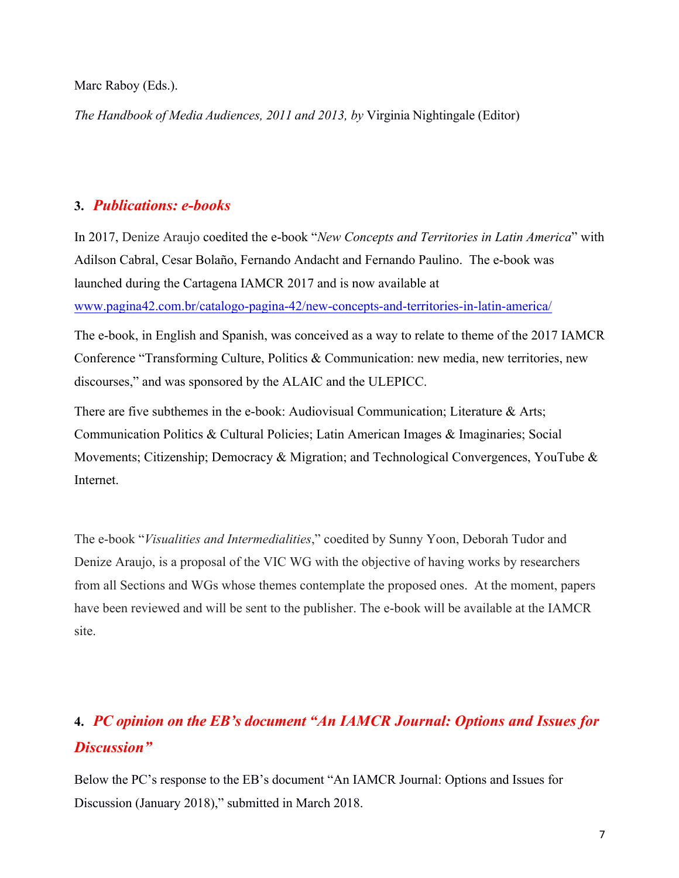Marc Raboy (Eds.).

*The Handbook of Media Audiences, 2011 and 2013, by* Virginia Nightingale (Editor)

## 3. *Publications: e-books*

In 2017, Denize Araujo coedited the e-book "*New Concepts and Territories in Latin America*" with Adilson Cabral, Cesar Bolaño, Fernando Andacht and Fernando Paulino. The e-book was launched during the Cartagena IAMCR 2017 and is now available at www.pagina42.com.br/catalogo-pagina-42/new-concepts-and-territories-in-latin-america/

The e-book, in English and Spanish, was conceived as a way to relate to theme of the 2017 IAMCR Conference "Transforming Culture, Politics & Communication: new media, new territories, new discourses," and was sponsored by the ALAIC and the ULEPICC.

There are five subthemes in the e-book: Audiovisual Communication; Literature & Arts; Communication Politics & Cultural Policies; Latin American Images & Imaginaries; Social Movements; Citizenship; Democracy & Migration; and Technological Convergences, YouTube & Internet.

The e-book "*Visualities and Intermedialities*," coedited by Sunny Yoon, Deborah Tudor and Denize Araujo, is a proposal of the VIC WG with the objective of having works by researchers from all Sections and WGs whose themes contemplate the proposed ones. At the moment, papers have been reviewed and will be sent to the publisher. The e-book will be available at the IAMCR site.

## 4. *PC opinion on the EB's document "An IAMCR Journal: Options and Issues for Discussion"*

Below the PC's response to the EB's document "An IAMCR Journal: Options and Issues for Discussion (January 2018)," submitted in March 2018.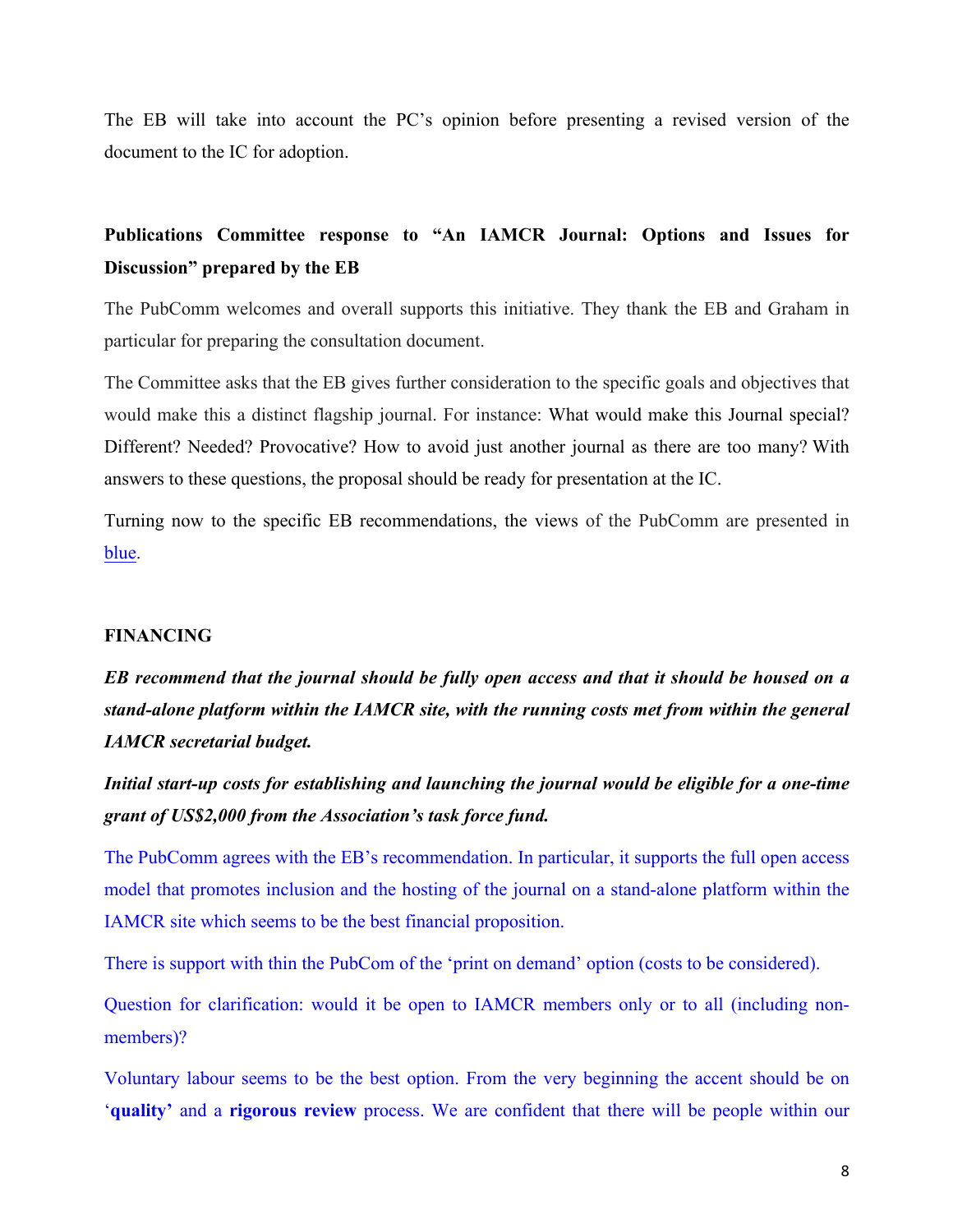The EB will take into account the PC's opinion before presenting a revised version of the document to the IC for adoption.

**Publications Committee response to "An IAMCR Journal: Options and Issues for Discussion" prepared by the EB**

The PubComm welcomes and overall supports this initiative. They thank the EB and Graham in particular for preparing the consultation document.

The Committee asks that the EB gives further consideration to the specific goals and objectives that would make this a distinct flagship journal. For instance: What would make this Journal special? Different? Needed? Provocative? How to avoid just another journal as there are too many? With answers to these questions, the proposal should be ready for presentation at the IC.

Turning now to the specific EB recommendations, the views of the PubComm are presented in blue.

**FINANCING**

***EB recommend that the journal should be fully open access and that it should be housed on a stand-alone platform within the IAMCR site, with the running costs met from within the general IAMCR secretarial budget.***

***Initial start-up costs for establishing and launching the journal would be eligible for a one-time grant of US$2,000 from the Association's task force fund.***

The PubComm agrees with the EB's recommendation. In particular, it supports the full open access model that promotes inclusion and the hosting of the journal on a stand-alone platform within the IAMCR site which seems to be the best financial proposition.

There is support with thin the PubCom of the 'print on demand' option (costs to be considered).

Question for clarification: would it be open to IAMCR members only or to all (including non-members)?

Voluntary labour seems to be the best option. From the very beginning the accent should be on '**quality**' and a **rigorous review** process. We are confident that there will be people within our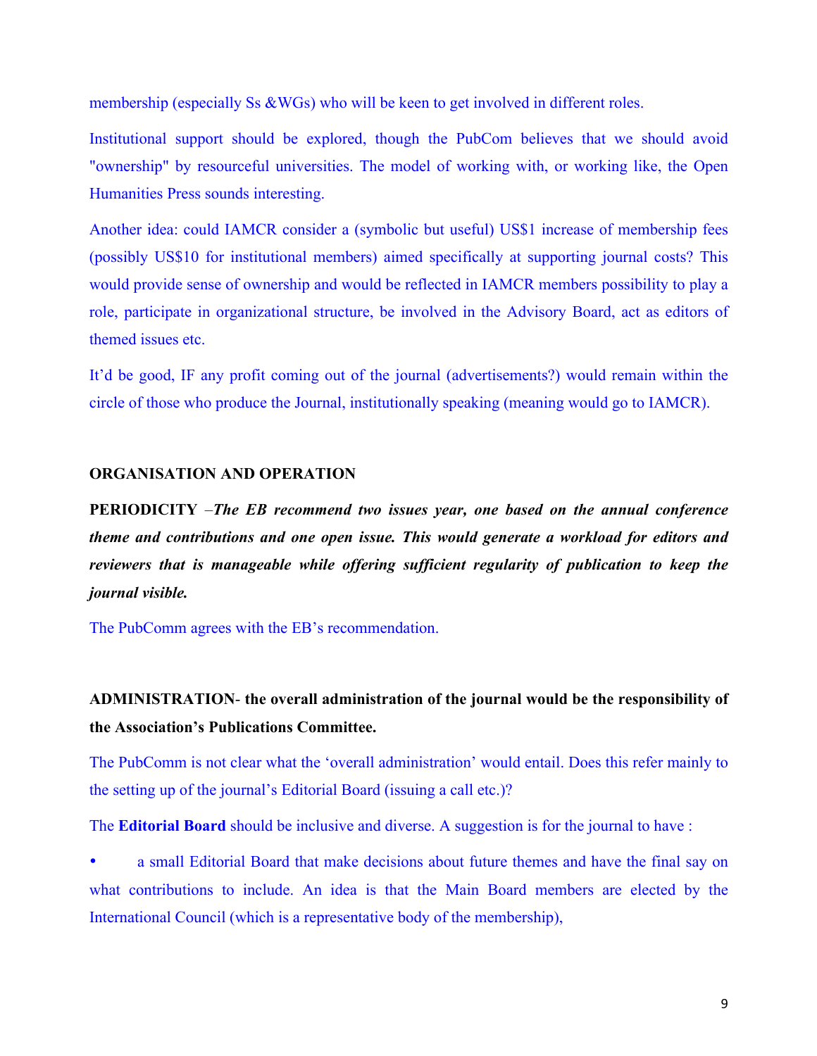membership (especially Ss &WGs) who will be keen to get involved in different roles.

Institutional support should be explored, though the PubCom believes that we should avoid "ownership" by resourceful universities. The model of working with, or working like, the Open Humanities Press sounds interesting.

Another idea: could IAMCR consider a (symbolic but useful) US$1 increase of membership fees (possibly US$10 for institutional members) aimed specifically at supporting journal costs? This would provide sense of ownership and would be reflected in IAMCR members possibility to play a role, participate in organizational structure, be involved in the Advisory Board, act as editors of themed issues etc.

It'd be good, IF any profit coming out of the journal (advertisements?) would remain within the circle of those who produce the Journal, institutionally speaking (meaning would go to IAMCR).

**ORGANISATION AND OPERATION**

**PERIODICITY** –***The EB recommend two issues year, one based on the annual conference theme and contributions and one open issue. This would generate a workload for editors and reviewers that is manageable while offering sufficient regularity of publication to keep the journal visible.***

The PubComm agrees with the EB's recommendation.

**ADMINISTRATION- the overall administration of the journal would be the responsibility of the Association's Publications Committee.**

The PubComm is not clear what the 'overall administration' would entail. Does this refer mainly to the setting up of the journal's Editorial Board (issuing a call etc.)?

The **Editorial Board** should be inclusive and diverse. A suggestion is for the journal to have :

- a small Editorial Board that make decisions about future themes and have the final say on what contributions to include. An idea is that the Main Board members are elected by the International Council (which is a representative body of the membership),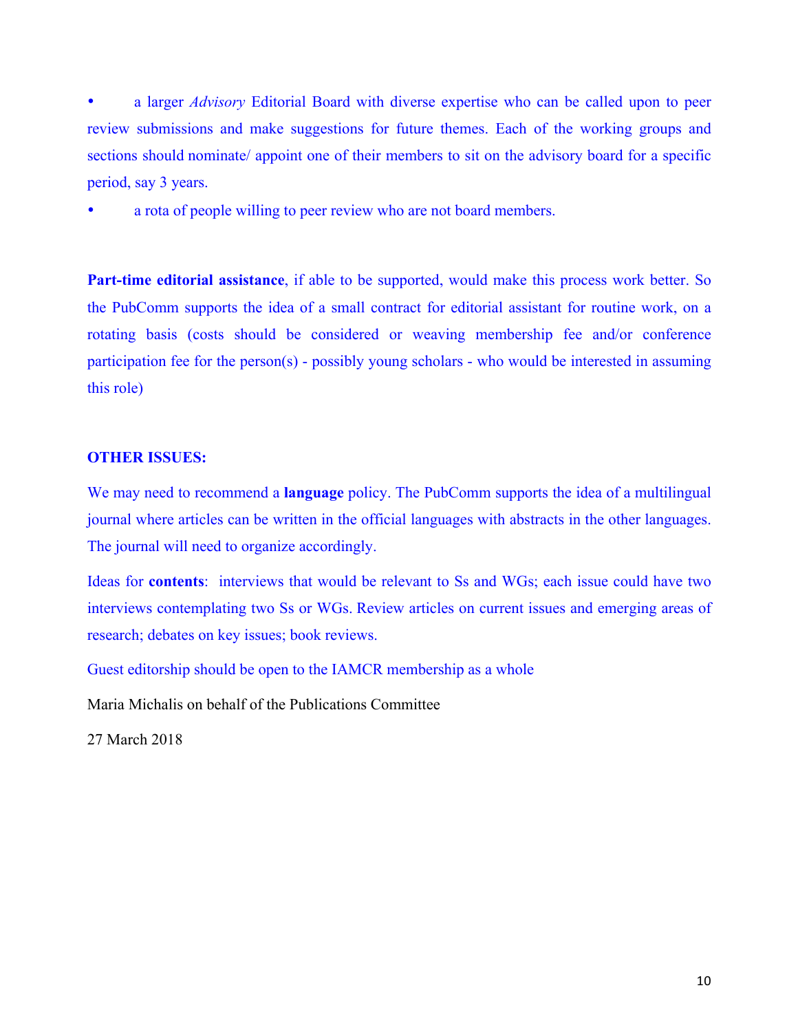- a larger *Advisory* Editorial Board with diverse expertise who can be called upon to peer review submissions and make suggestions for future themes. Each of the working groups and sections should nominate/ appoint one of their members to sit on the advisory board for a specific period, say 3 years.
- a rota of people willing to peer review who are not board members.

**Part-time editorial assistance**, if able to be supported, would make this process work better. So the PubComm supports the idea of a small contract for editorial assistant for routine work, on a rotating basis (costs should be considered or weaving membership fee and/or conference participation fee for the person(s) - possibly young scholars - who would be interested in assuming this role)

**OTHER ISSUES:**

We may need to recommend a **language** policy. The PubComm supports the idea of a multilingual journal where articles can be written in the official languages with abstracts in the other languages. The journal will need to organize accordingly.

Ideas for **contents**: interviews that would be relevant to Ss and WGs; each issue could have two interviews contemplating two Ss or WGs. Review articles on current issues and emerging areas of research; debates on key issues; book reviews.

Guest editorship should be open to the IAMCR membership as a whole

Maria Michalis on behalf of the Publications Committee

27 March 2018